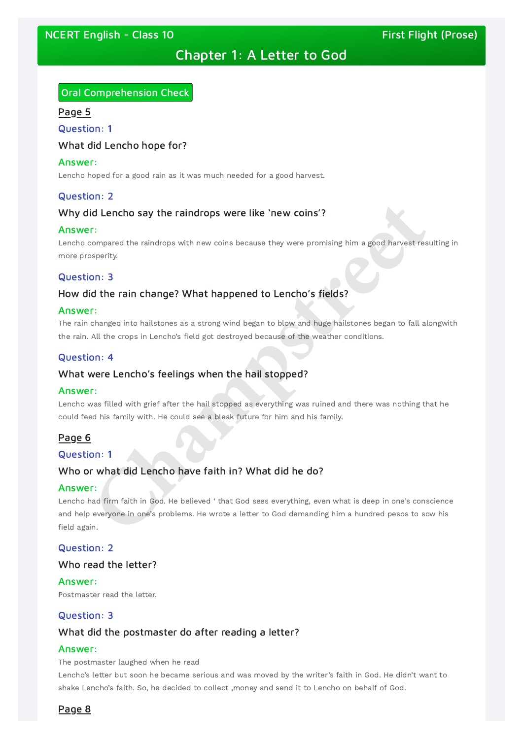NCERT English - Class 10 First Flight (Prose)

# Chapter 1: A Letter to God

## Oral Comprehension Check

### Page 5

**Question: 1**

What did Lencho hope for?

**Answer:**

Lencho hoped for a good rain as it was much needed for a good harvest.

**Question: 2**

Why did Lencho say the raindrops were like 'new coins'?

**Answer:**

Lencho compared the raindrops with new coins because they were promising him a good harvest resulting in more prosperity.

**Question: 3**

How did the rain change? What happened to Lencho's fields?

**Answer:**

The rain changed into hailstones as a strong wind began to blow and huge hailstones began to fall alongwith the rain. All the crops in Lencho's field got destroyed because of the weather conditions.

**Question: 4**

What were Lencho's feelings when the hail stopped?

**Answer:**

Lencho was filled with grief after the hail stopped as everything was ruined and there was nothing that he could feed his family with. He could see a bleak future for him and his family.

### Page 6

**Question: 1**

Who or what did Lencho have faith in? What did he do?

**Answer:**

Lencho had firm faith in God. He believed ' that God sees everything, even what is deep in one's conscience and help everyone in one's problems. He wrote a letter to God demanding him a hundred pesos to sow his field again.

**Question: 2**

Who read the letter?

**Answer:**

Postmaster read the letter.

**Question: 3**

What did the postmaster do after reading a letter?

**Answer:**

The postmaster laughed when he read
Lencho's letter but soon he became serious and was moved by the writer's faith in God. He didn't want to shake Lencho's faith. So, he decided to collect ,money and send it to Lencho on behalf of God.

### Page 8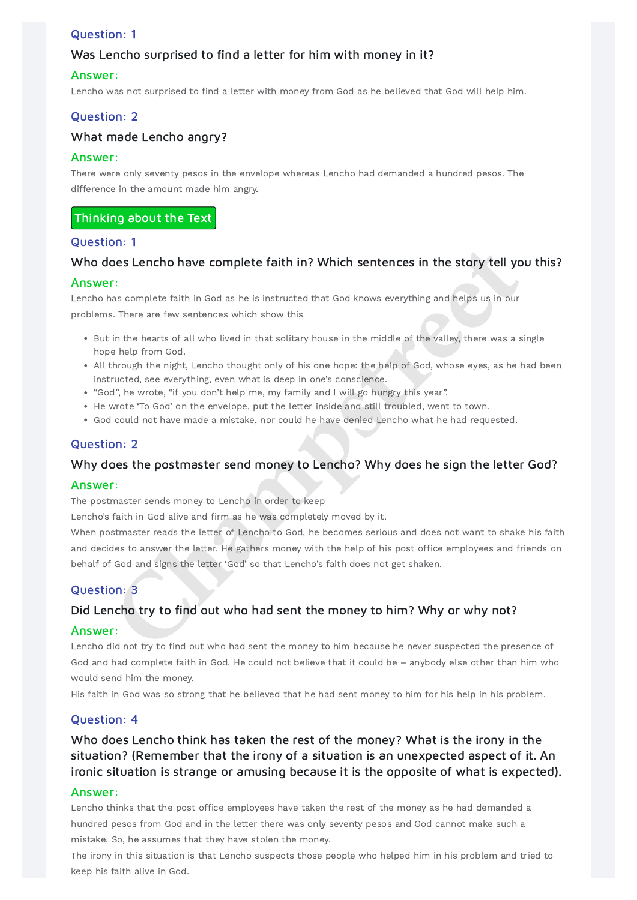### Question: 1

#### Was Lencho surprised to find a letter for him with money in it?

**Answer:**

Lencho was not surprised to find a letter with money from God as he believed that God will help him.

### Question: 2

#### What made Lencho angry?

**Answer:**

There were only seventy pesos in the envelope whereas Lencho had demanded a hundred pesos. The difference in the amount made him angry.

## Thinking about the Text

### Question: 1

#### Who does Lencho have complete faith in? Which sentences in the story tell you this?

**Answer:**

Lencho has complete faith in God as he is instructed that God knows everything and helps us in our problems. There are few sentences which show this

- But in the hearts of all who lived in that solitary house in the middle of the valley, there was a single hope help from God.
- All through the night, Lencho thought only of his one hope: the help of God, whose eyes, as he had been instructed, see everything, even what is deep in one's conscience.
- "God", he wrote, "if you don't help me, my family and I will go hungry this year".
- He wrote 'To God' on the envelope, put the letter inside and still troubled, went to town.
- God could not have made a mistake, nor could he have denied Lencho what he had requested.

### Question: 2

#### Why does the postmaster send money to Lencho? Why does he sign the letter God?

**Answer:**

The postmaster sends money to Lencho in order to keep
Lencho's faith in God alive and firm as he was completely moved by it.
When postmaster reads the letter of Lencho to God, he becomes serious and does not want to shake his faith and decides to answer the letter. He gathers money with the help of his post office employees and friends on behalf of God and signs the letter 'God' so that Lencho's faith does not get shaken.

### Question: 3

#### Did Lencho try to find out who had sent the money to him? Why or why not?

**Answer:**

Lencho did not try to find out who had sent the money to him because he never suspected the presence of God and had complete faith in God. He could not believe that it could be – anybody else other than him who would send him the money.
His faith in God was so strong that he believed that he had sent money to him for his help in his problem.

### Question: 4

#### Who does Lencho think has taken the rest of the money? What is the irony in the situation? (Remember that the irony of a situation is an unexpected aspect of it. An ironic situation is strange or amusing because it is the opposite of what is expected).

**Answer:**

Lencho thinks that the post office employees have taken the rest of the money as he had demanded a hundred pesos from God and in the letter there was only seventy pesos and God cannot make such a mistake. So, he assumes that they have stolen the money.
The irony in this situation is that Lencho suspects those people who helped him in his problem and tried to keep his faith alive in God.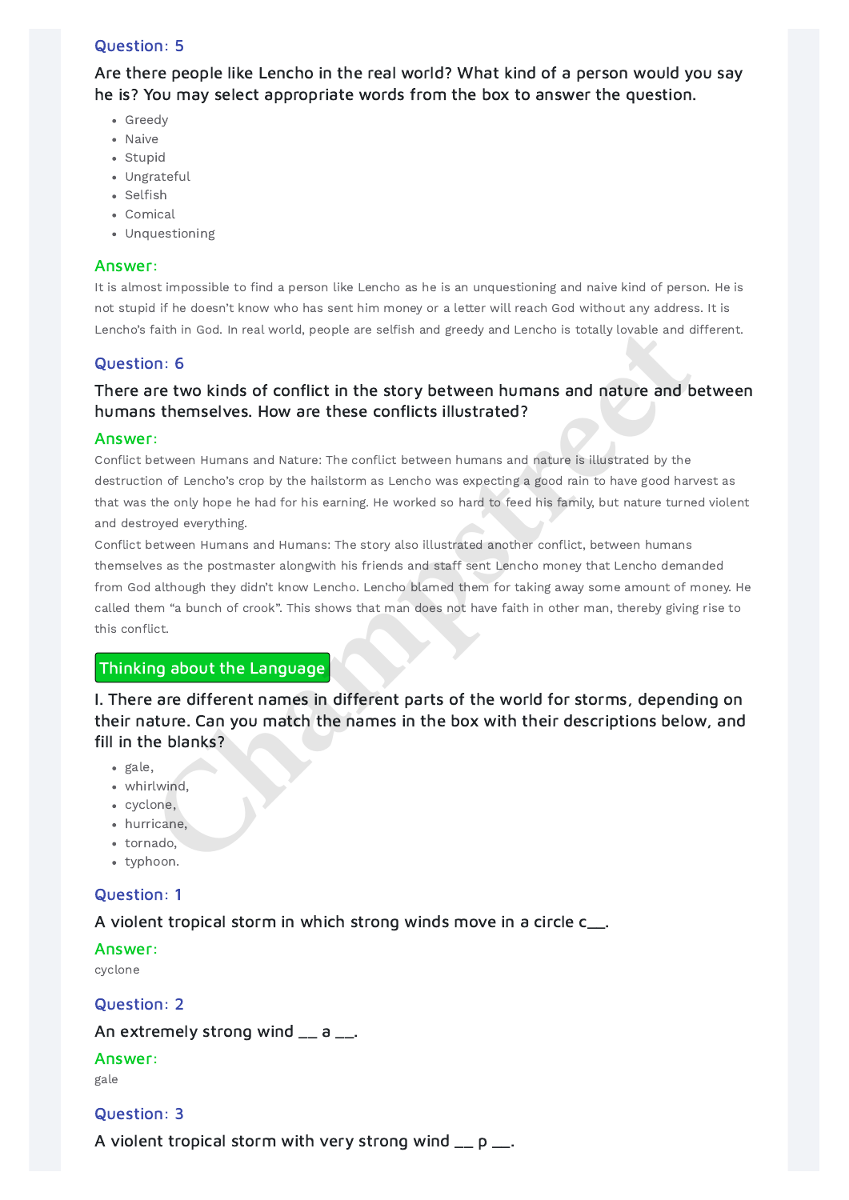### Question: 5

Are there people like Lencho in the real world? What kind of a person would you say he is? You may select appropriate words from the box to answer the question.

- Greedy
- Naive
- Stupid
- Ungrateful
- Selfish
- Comical
- Unquestioning

**Answer:**

It is almost impossible to find a person like Lencho as he is an unquestioning and naive kind of person. He is not stupid if he doesn't know who has sent him money or a letter will reach God without any address. It is Lencho's faith in God. In real world, people are selfish and greedy and Lencho is totally lovable and different.

### Question: 6

There are two kinds of conflict in the story between humans and nature and between humans themselves. How are these conflicts illustrated?

**Answer:**

Conflict between Humans and Nature: The conflict between humans and nature is illustrated by the destruction of Lencho's crop by the hailstorm as Lencho was expecting a good rain to have good harvest as that was the only hope he had for his earning. He worked so hard to feed his family, but nature turned violent and destroyed everything.

Conflict between Humans and Humans: The story also illustrated another conflict, between humans themselves as the postmaster alongwith his friends and staff sent Lencho money that Lencho demanded from God although they didn't know Lencho. Lencho blamed them for taking away some amount of money. He called them "a bunch of crook". This shows that man does not have faith in other man, thereby giving rise to this conflict.

## Thinking about the Language

I. There are different names in different parts of the world for storms, depending on their nature. Can you match the names in the box with their descriptions below, and fill in the blanks?

- gale,
- whirlwind,
- cyclone,
- hurricane,
- tornado,
- typhoon.

### Question: 1

A violent tropical storm in which strong winds move in a circle c\_\_.

**Answer:**

cyclone

### Question: 2

An extremely strong wind \_\_ a \_\_.

**Answer:**

gale

### Question: 3

A violent tropical storm with very strong wind \_\_ p \_\_.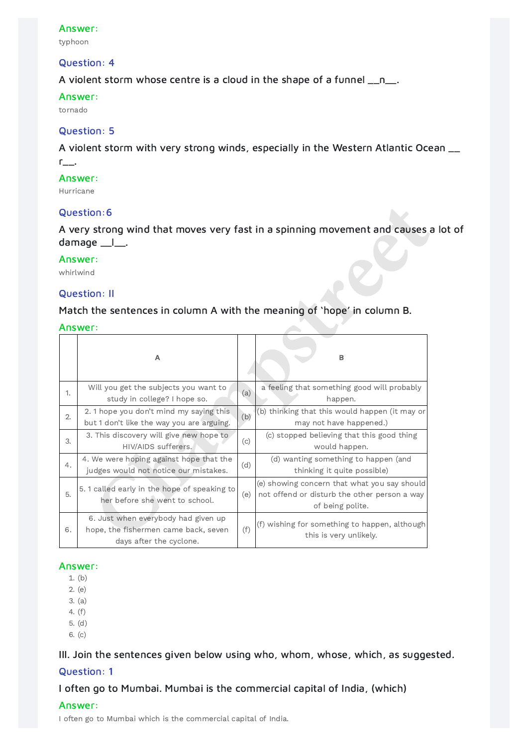**Answer:**

typhoon

### Question: 4

A violent storm whose centre is a cloud in the shape of a funnel __n__.

**Answer:**

tornado

### Question: 5

A violent storm with very strong winds, especially in the Western Atlantic Ocean __ r__.

**Answer:**

Hurricane

### Question:6

A very strong wind that moves very fast in a spinning movement and causes a lot of damage __l__.

**Answer:**

whirlwind

### Question: II

Match the sentences in column A with the meaning of 'hope' in column B.

**Answer:**

| | A | | B |
|---|---|---|---|
| 1. | Will you get the subjects you want to study in college? I hope so. | (a) | a feeling that something good will probably happen. |
| 2. | 2. 1 hope you don't mind my saying this but 1 don't like the way you are arguing. | (b) | (b) thinking that this would happen (it may or may not have happened.) |
| 3. | 3. This discovery will give new hope to HIV/AIDS sufferers. | (c) | (c) stopped believing that this good thing would happen. |
| 4. | 4. We were hoping against hope that the judges would not notice our mistakes. | (d) | (d) wanting something to happen (and thinking it quite possible) |
| 5. | 5. 1 called early in the hope of speaking to her before she went to school. | (e) | (e) showing concern that what you say should not offend or disturb the other person a way of being polite. |
| 6. | 6. Just when everybody had given up hope, the fishermen came back, seven days after the cyclone. | (f) | (f) wishing for something to happen, although this is very unlikely. |

**Answer:**

1. (b)
2. (e)
3. (a)
4. (f)
5. (d)
6. (c)

## III. Join the sentences given below using who, whom, whose, which, as suggested.

### Question: 1

I often go to Mumbai. Mumbai is the commercial capital of India, (which)

**Answer:**

I often go to Mumbai which is the commercial capital of India.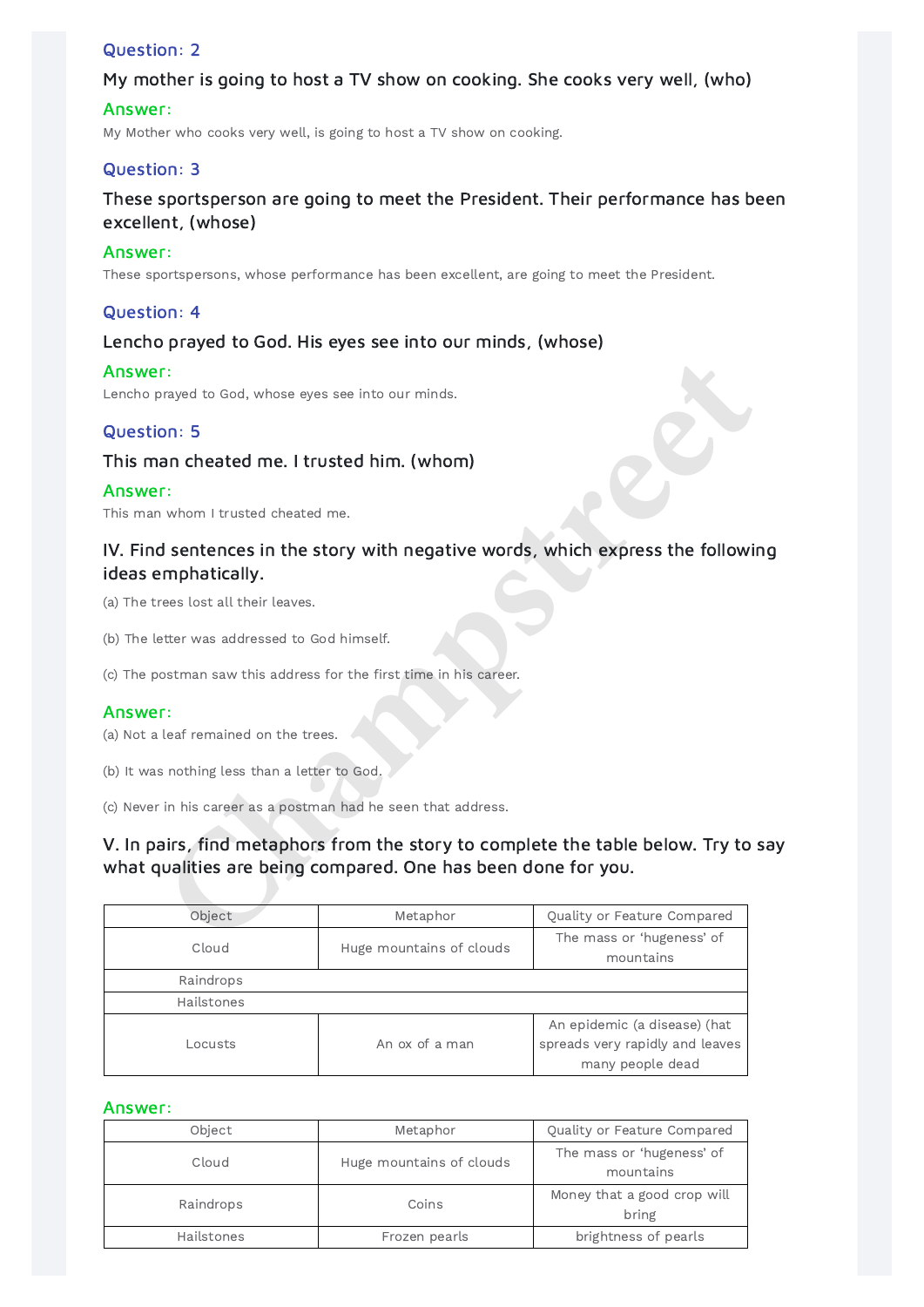### Question: 2

My mother is going to host a TV show on cooking. She cooks very well, (who)

**Answer:**

My Mother who cooks very well, is going to host a TV show on cooking.

### Question: 3

These sportsperson are going to meet the President. Their performance has been excellent, (whose)

**Answer:**

These sportspersons, whose performance has been excellent, are going to meet the President.

### Question: 4

Lencho prayed to God. His eyes see into our minds, (whose)

**Answer:**

Lencho prayed to God, whose eyes see into our minds.

### Question: 5

This man cheated me. I trusted him. (whom)

**Answer:**

This man whom I trusted cheated me.

### IV. Find sentences in the story with negative words, which express the following ideas emphatically.

(a) The trees lost all their leaves.

(b) The letter was addressed to God himself.

(c) The postman saw this address for the first time in his career.

**Answer:**

(a) Not a leaf remained on the trees.

(b) It was nothing less than a letter to God.

(c) Never in his career as a postman had he seen that address.

### V. In pairs, find metaphors from the story to complete the table below. Try to say what qualities are being compared. One has been done for you.

| Object | Metaphor | Quality or Feature Compared |
|---|---|---|
| Cloud | Huge mountains of clouds | The mass or 'hugeness' of mountains |
| Raindrops | | |
| Hailstones | | |
| Locusts | An ox of a man | An epidemic (a disease) (hat spreads very rapidly and leaves many people dead |

**Answer:**

| Object | Metaphor | Quality or Feature Compared |
|---|---|---|
| Cloud | Huge mountains of clouds | The mass or 'hugeness' of mountains |
| Raindrops | Coins | Money that a good crop will bring |
| Hailstones | Frozen pearls | brightness of pearls |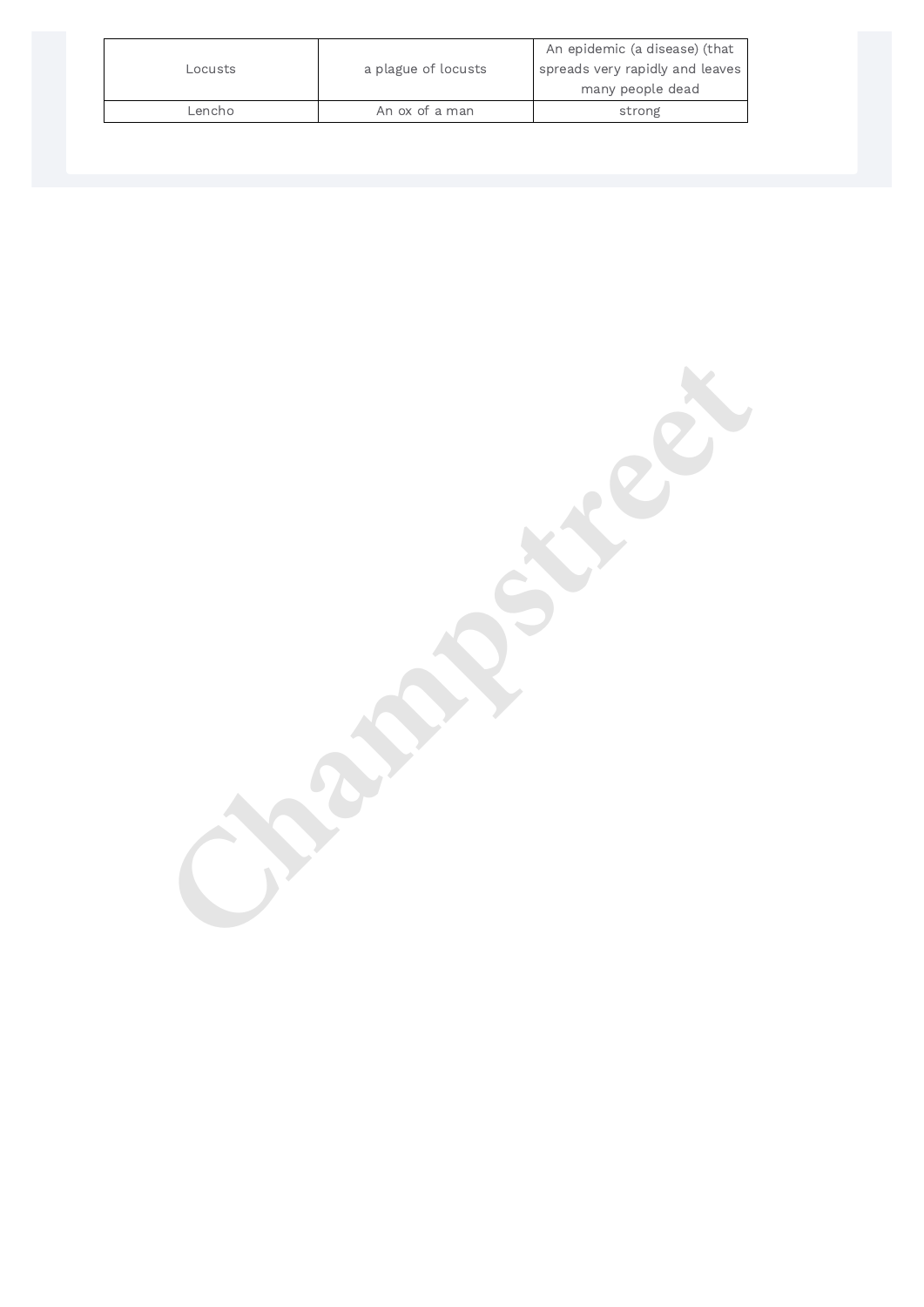| | | |
|---|---|---|
| Locusts | a plague of locusts | An epidemic (a disease) (that spreads very rapidly and leaves many people dead |
| Lencho | An ox of a man | strong |